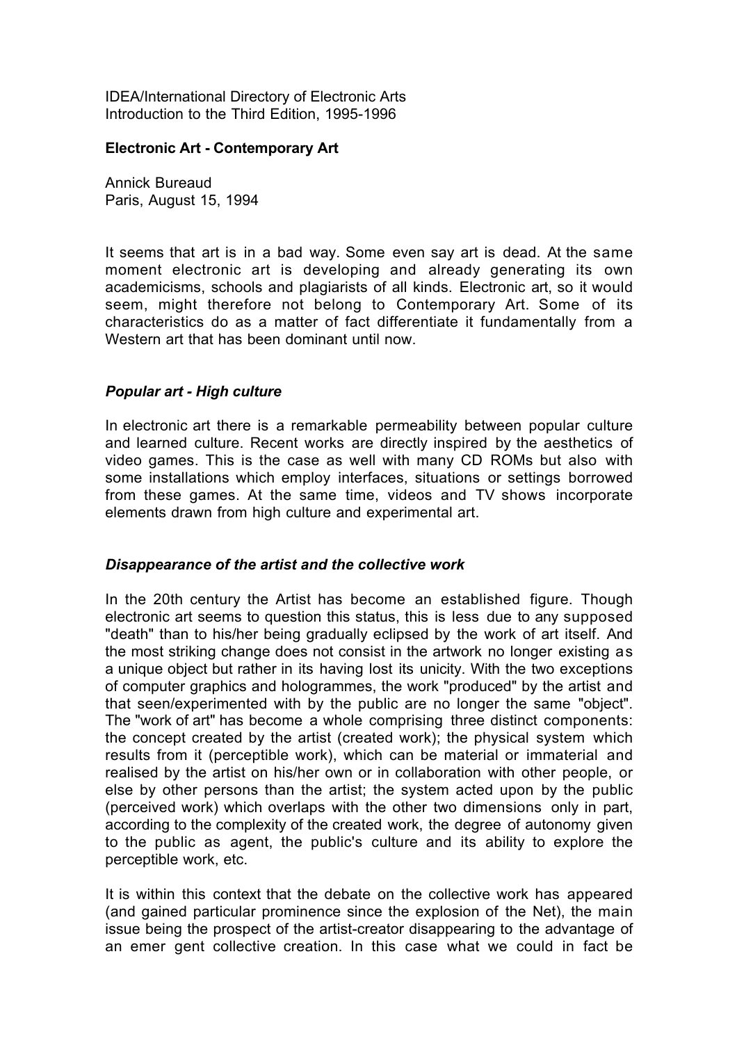IDEA/International Directory of Electronic Arts
Introduction to the Third Edition, 1995-1996

**Electronic Art - Contemporary Art**

Annick Bureaud
Paris, August 15, 1994

It seems that art is in a bad way. Some even say art is dead. At the same moment electronic art is developing and already generating its own academicisms, schools and plagiarists of all kinds. Electronic art, so it would seem, might therefore not belong to Contemporary Art. Some of its characteristics do as a matter of fact differentiate it fundamentally from a Western art that has been dominant until now.

### *Popular art - High culture*

In electronic art there is a remarkable permeability between popular culture and learned culture. Recent works are directly inspired by the aesthetics of video games. This is the case as well with many CD ROMs but also with some installations which employ interfaces, situations or settings borrowed from these games. At the same time, videos and TV shows incorporate elements drawn from high culture and experimental art.

### *Disappearance of the artist and the collective work*

In the 20th century the Artist has become an established figure. Though electronic art seems to question this status, this is less due to any supposed "death" than to his/her being gradually eclipsed by the work of art itself. And the most striking change does not consist in the artwork no longer existing as a unique object but rather in its having lost its unicity. With the two exceptions of computer graphics and hologrammes, the work "produced" by the artist and that seen/experimented with by the public are no longer the same "object". The "work of art" has become a whole comprising three distinct components: the concept created by the artist (created work); the physical system which results from it (perceptible work), which can be material or immaterial and realised by the artist on his/her own or in collaboration with other people, or else by other persons than the artist; the system acted upon by the public (perceived work) which overlaps with the other two dimensions only in part, according to the complexity of the created work, the degree of autonomy given to the public as agent, the public's culture and its ability to explore the perceptible work, etc.

It is within this context that the debate on the collective work has appeared (and gained particular prominence since the explosion of the Net), the main issue being the prospect of the artist-creator disappearing to the advantage of an emer gent collective creation. In this case what we could in fact be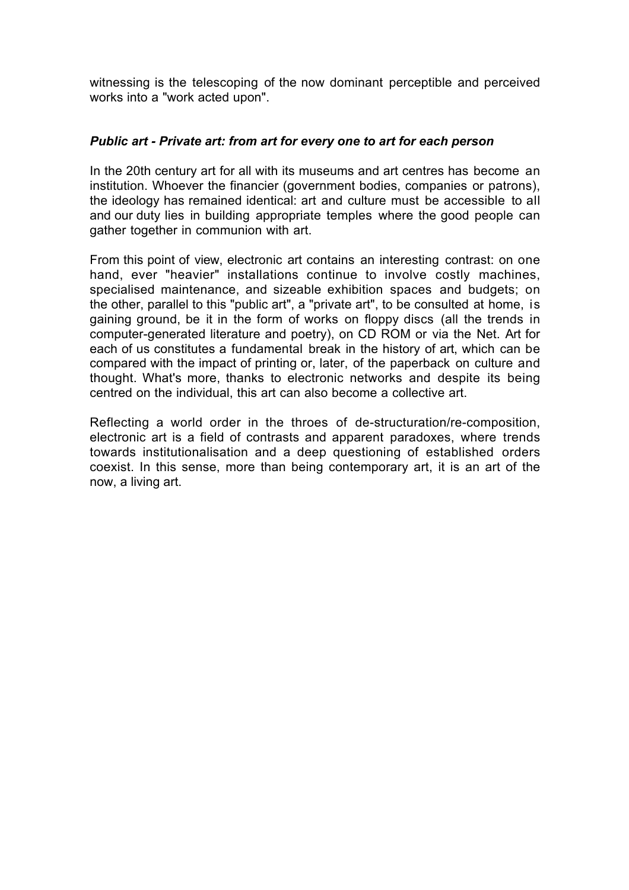witnessing is the telescoping of the now dominant perceptible and perceived works into a "work acted upon".

### *Public art - Private art: from art for every one to art for each person*

In the 20th century art for all with its museums and art centres has become an institution. Whoever the financier (government bodies, companies or patrons), the ideology has remained identical: art and culture must be accessible to all and our duty lies in building appropriate temples where the good people can gather together in communion with art.

From this point of view, electronic art contains an interesting contrast: on one hand, ever "heavier" installations continue to involve costly machines, specialised maintenance, and sizeable exhibition spaces and budgets; on the other, parallel to this "public art", a "private art", to be consulted at home, is gaining ground, be it in the form of works on floppy discs (all the trends in computer-generated literature and poetry), on CD ROM or via the Net. Art for each of us constitutes a fundamental break in the history of art, which can be compared with the impact of printing or, later, of the paperback on culture and thought. What's more, thanks to electronic networks and despite its being centred on the individual, this art can also become a collective art.

Reflecting a world order in the throes of de-structuration/re-composition, electronic art is a field of contrasts and apparent paradoxes, where trends towards institutionalisation and a deep questioning of established orders coexist. In this sense, more than being contemporary art, it is an art of the now, a living art.